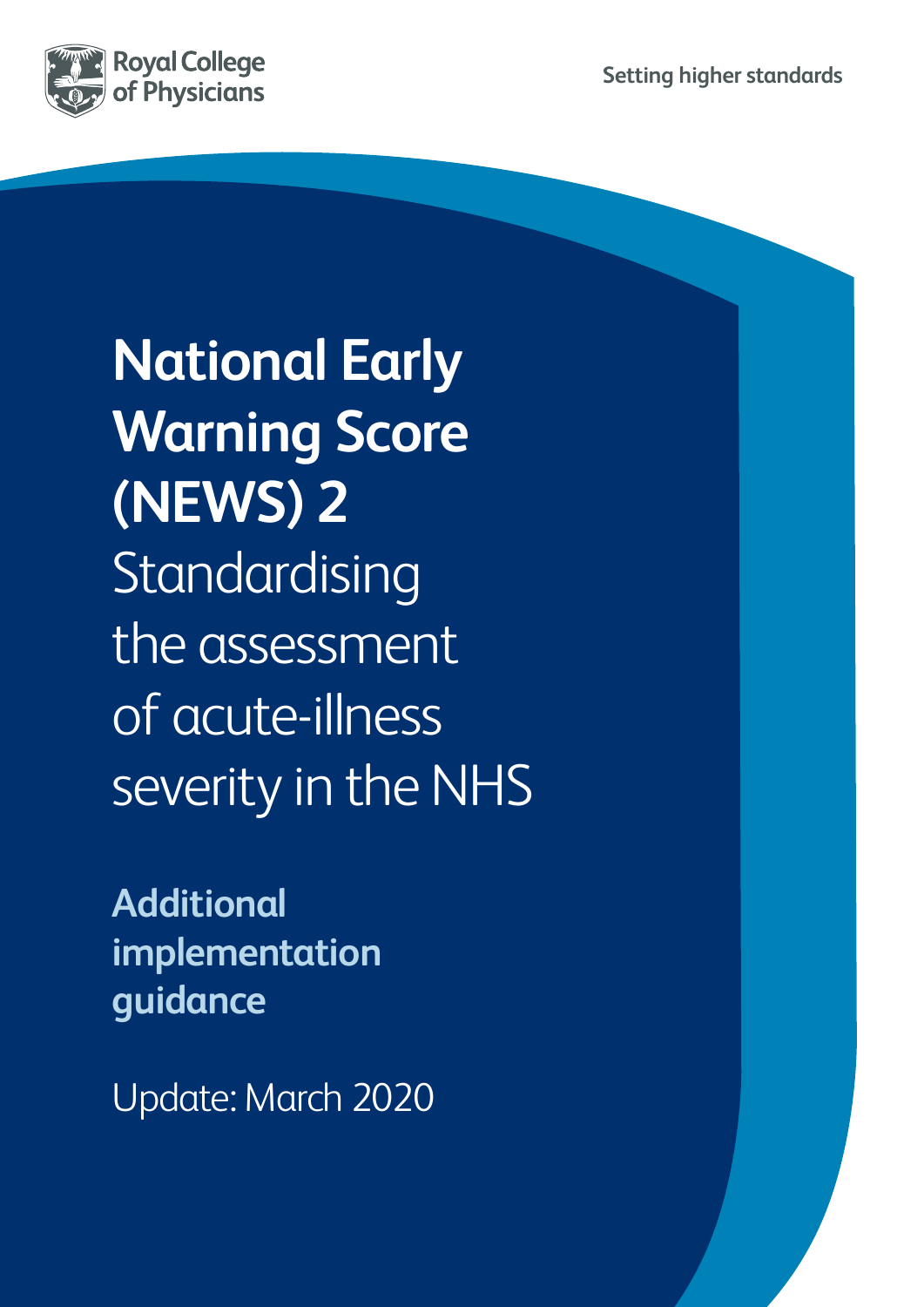Royal College of Physicians

Setting higher standards

# National Early Warning Score (NEWS) 2

## Standardising the assessment of acute-illness severity in the NHS

### Additional implementation guidance

Update: March 2020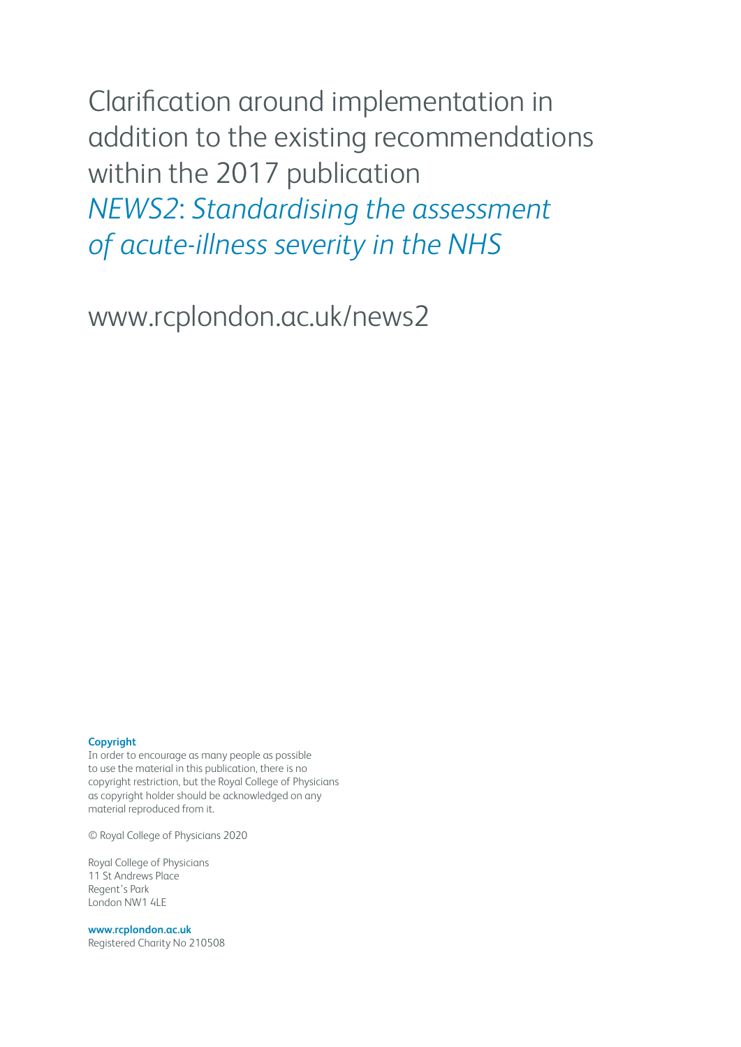# Clarification around implementation in addition to the existing recommendations within the 2017 publication *NEWS2: Standardising the assessment of acute-illness severity in the NHS*

www.rcplondon.ac.uk/news2

**Copyright**

In order to encourage as many people as possible to use the material in this publication, there is no copyright restriction, but the Royal College of Physicians as copyright holder should be acknowledged on any material reproduced from it.

© Royal College of Physicians 2020

Royal College of Physicians
11 St Andrews Place
Regent's Park
London NW1 4LE

**www.rcplondon.ac.uk**
Registered Charity No 210508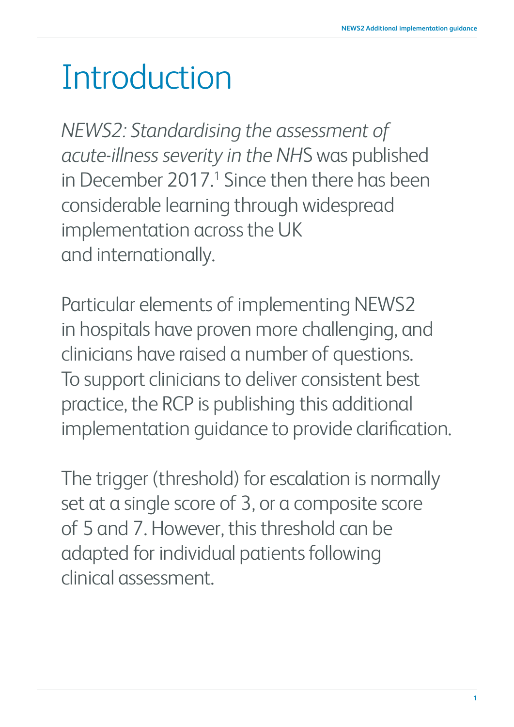# Introduction

*NEWS2: Standardising the assessment of acute-illness severity in the NHS* was published in December 2017.[1] Since then there has been considerable learning through widespread implementation across the UK and internationally.

Particular elements of implementing NEWS2 in hospitals have proven more challenging, and clinicians have raised a number of questions. To support clinicians to deliver consistent best practice, the RCP is publishing this additional implementation guidance to provide clarification.

The trigger (threshold) for escalation is normally set at a single score of 3, or a composite score of 5 and 7. However, this threshold can be adapted for individual patients following clinical assessment.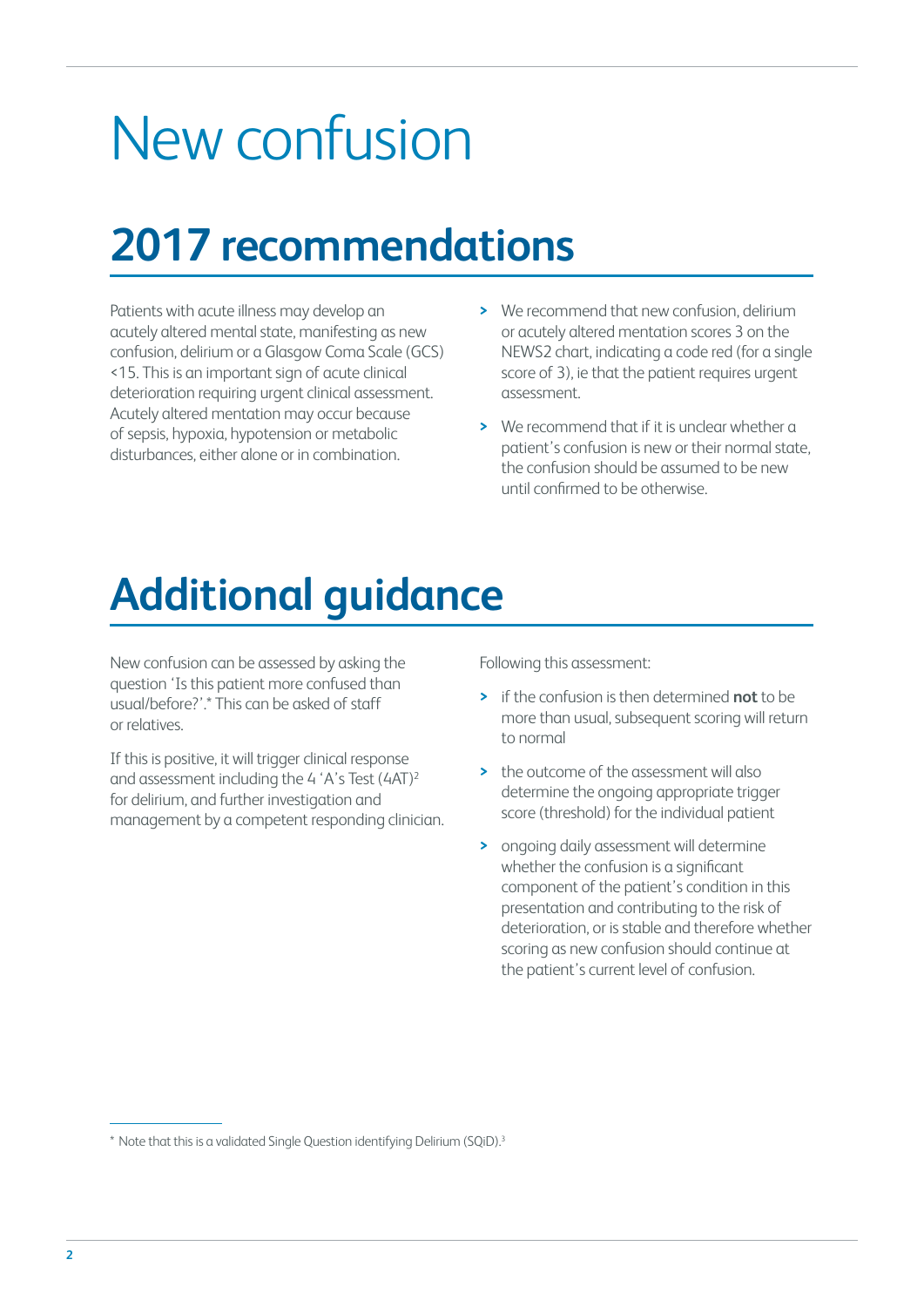# New confusion

## 2017 recommendations

Patients with acute illness may develop an acutely altered mental state, manifesting as new confusion, delirium or a Glasgow Coma Scale (GCS) <15. This is an important sign of acute clinical deterioration requiring urgent clinical assessment. Acutely altered mentation may occur because of sepsis, hypoxia, hypotension or metabolic disturbances, either alone or in combination.

- We recommend that new confusion, delirium or acutely altered mentation scores 3 on the NEWS2 chart, indicating a code red (for a single score of 3), ie that the patient requires urgent assessment.
- We recommend that if it is unclear whether a patient's confusion is new or their normal state, the confusion should be assumed to be new until confirmed to be otherwise.

## Additional guidance

New confusion can be assessed by asking the question 'Is this patient more confused than usual/before?'.* This can be asked of staff or relatives.

If this is positive, it will trigger clinical response and assessment including the 4 'A's Test (4AT)[2] for delirium, and further investigation and management by a competent responding clinician.

Following this assessment:

- if the confusion is then determined **not** to be more than usual, subsequent scoring will return to normal
- the outcome of the assessment will also determine the ongoing appropriate trigger score (threshold) for the individual patient
- ongoing daily assessment will determine whether the confusion is a significant component of the patient's condition in this presentation and contributing to the risk of deterioration, or is stable and therefore whether scoring as new confusion should continue at the patient's current level of confusion.

---

* Note that this is a validated Single Question identifying Delirium (SQiD).[3]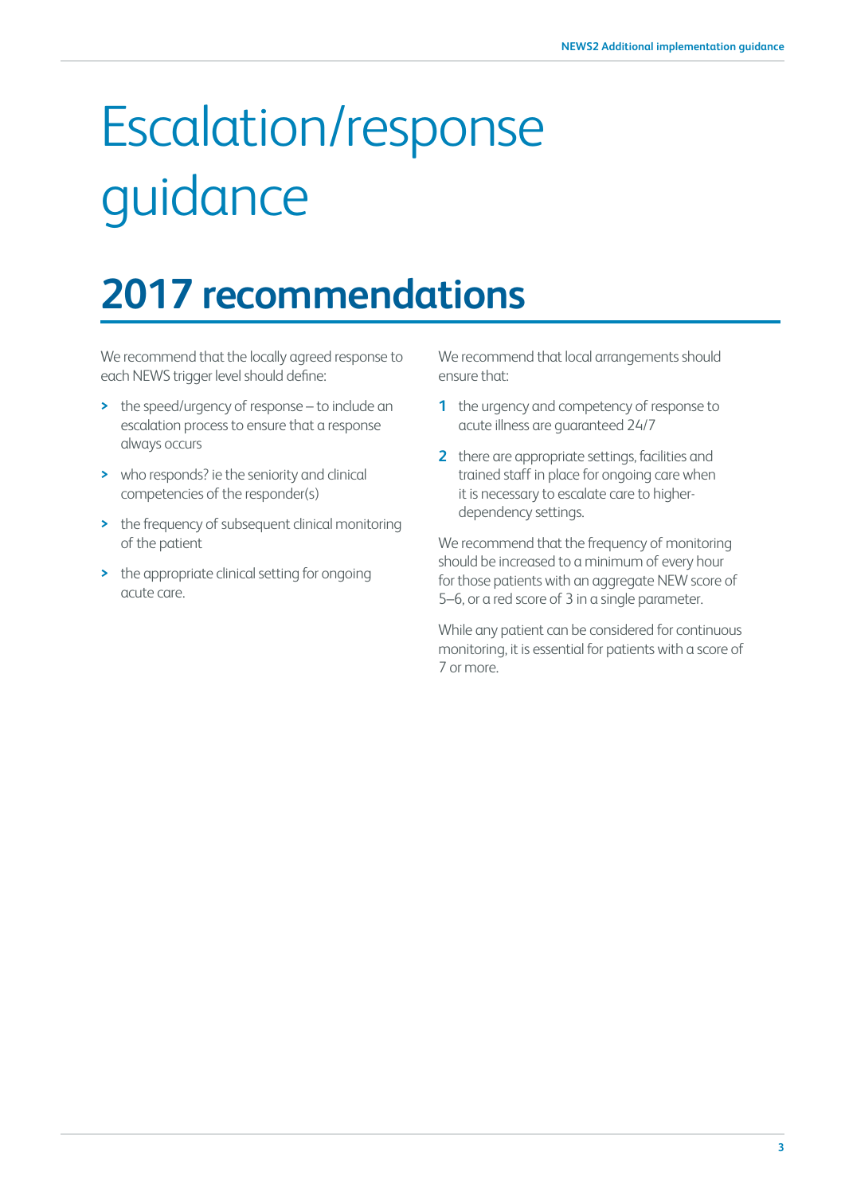# Escalation/response guidance

## 2017 recommendations

We recommend that the locally agreed response to each NEWS trigger level should define:

- the speed/urgency of response – to include an escalation process to ensure that a response always occurs
- who responds? ie the seniority and clinical competencies of the responder(s)
- the frequency of subsequent clinical monitoring of the patient
- the appropriate clinical setting for ongoing acute care.

We recommend that local arrangements should ensure that:

1. the urgency and competency of response to acute illness are guaranteed 24/7
2. there are appropriate settings, facilities and trained staff in place for ongoing care when it is necessary to escalate care to higher-dependency settings.

We recommend that the frequency of monitoring should be increased to a minimum of every hour for those patients with an aggregate NEW score of 5–6, or a red score of 3 in a single parameter.

While any patient can be considered for continuous monitoring, it is essential for patients with a score of 7 or more.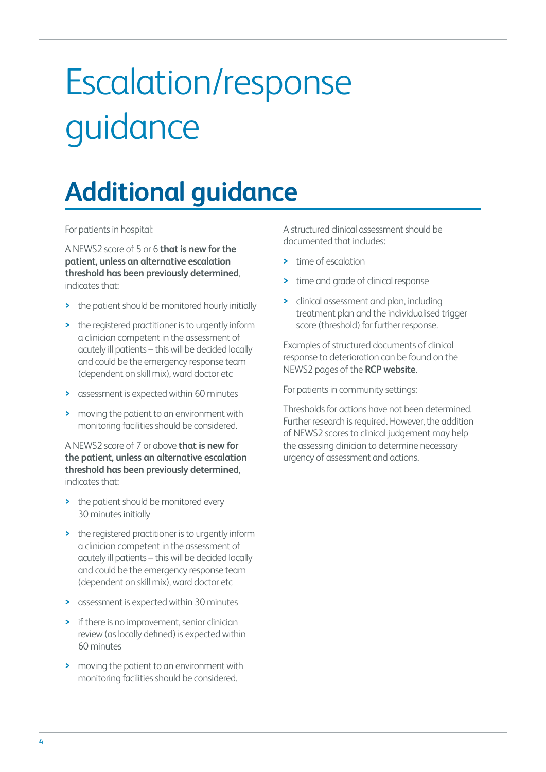# Escalation/response guidance

## Additional guidance

For patients in hospital:

A NEWS2 score of 5 or 6 **that is new for the patient, unless an alternative escalation threshold has been previously determined**, indicates that:

- the patient should be monitored hourly initially
- the registered practitioner is to urgently inform a clinician competent in the assessment of acutely ill patients – this will be decided locally and could be the emergency response team (dependent on skill mix), ward doctor etc
- assessment is expected within 60 minutes
- moving the patient to an environment with monitoring facilities should be considered.

A NEWS2 score of 7 or above **that is new for the patient, unless an alternative escalation threshold has been previously determined**, indicates that:

- the patient should be monitored every 30 minutes initially
- the registered practitioner is to urgently inform a clinician competent in the assessment of acutely ill patients – this will be decided locally and could be the emergency response team (dependent on skill mix), ward doctor etc
- assessment is expected within 30 minutes
- if there is no improvement, senior clinician review (as locally defined) is expected within 60 minutes
- moving the patient to an environment with monitoring facilities should be considered.

A structured clinical assessment should be documented that includes:

- time of escalation
- time and grade of clinical response
- clinical assessment and plan, including treatment plan and the individualised trigger score (threshold) for further response.

Examples of structured documents of clinical response to deterioration can be found on the NEWS2 pages of the **RCP website**.

For patients in community settings:

Thresholds for actions have not been determined. Further research is required. However, the addition of NEWS2 scores to clinical judgement may help the assessing clinician to determine necessary urgency of assessment and actions.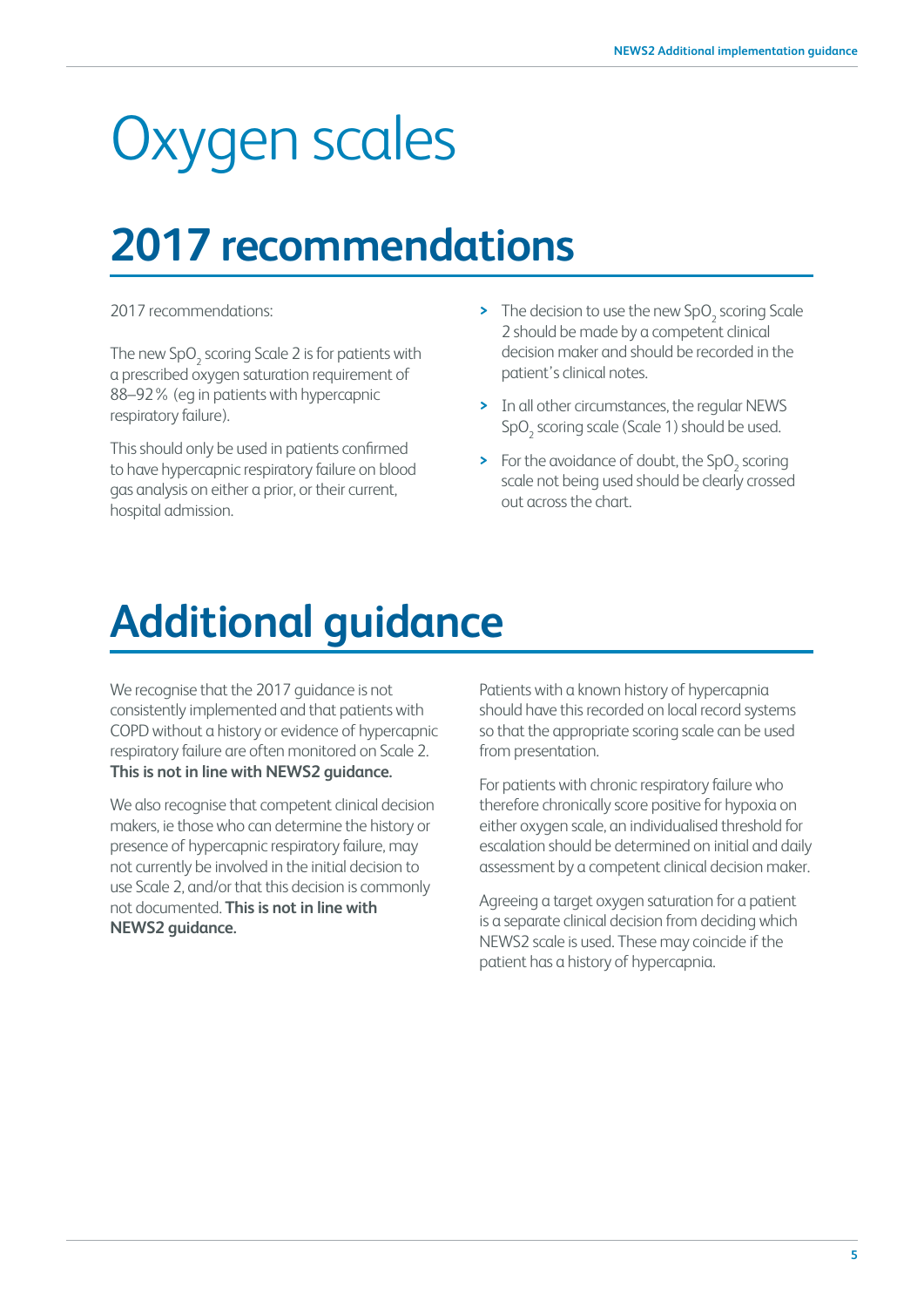# Oxygen scales

## 2017 recommendations

2017 recommendations:

The new $SpO_2$ scoring Scale 2 is for patients with a prescribed oxygen saturation requirement of 88–92% (eg in patients with hypercapnic respiratory failure).

This should only be used in patients confirmed to have hypercapnic respiratory failure on blood gas analysis on either a prior, or their current, hospital admission.

- The decision to use the new $SpO_2$ scoring Scale 2 should be made by a competent clinical decision maker and should be recorded in the patient's clinical notes.
- In all other circumstances, the regular NEWS $SpO_2$ scoring scale (Scale 1) should be used.
- For the avoidance of doubt, the $SpO_2$ scoring scale not being used should be clearly crossed out across the chart.

## Additional guidance

We recognise that the 2017 guidance is not consistently implemented and that patients with COPD without a history or evidence of hypercapnic respiratory failure are often monitored on Scale 2. **This is not in line with NEWS2 guidance.**

We also recognise that competent clinical decision makers, ie those who can determine the history or presence of hypercapnic respiratory failure, may not currently be involved in the initial decision to use Scale 2, and/or that this decision is commonly not documented. **This is not in line with NEWS2 guidance.**

Patients with a known history of hypercapnia should have this recorded on local record systems so that the appropriate scoring scale can be used from presentation.

For patients with chronic respiratory failure who therefore chronically score positive for hypoxia on either oxygen scale, an individualised threshold for escalation should be determined on initial and daily assessment by a competent clinical decision maker.

Agreeing a target oxygen saturation for a patient is a separate clinical decision from deciding which NEWS2 scale is used. These may coincide if the patient has a history of hypercapnia.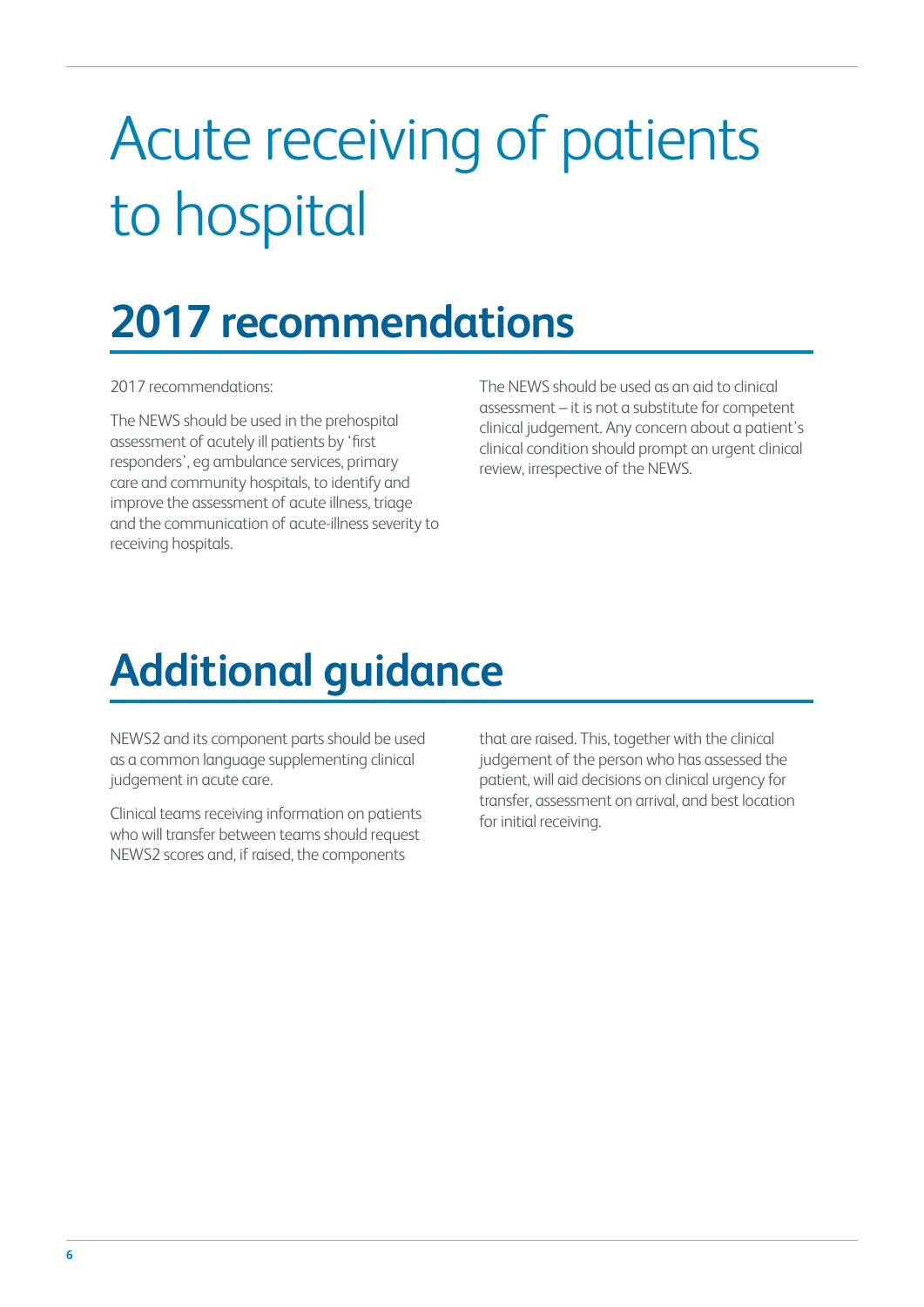# Acute receiving of patients to hospital

## 2017 recommendations

2017 recommendations:

The NEWS should be used in the prehospital assessment of acutely ill patients by 'first responders', eg ambulance services, primary care and community hospitals, to identify and improve the assessment of acute illness, triage and the communication of acute-illness severity to receiving hospitals.

The NEWS should be used as an aid to clinical assessment – it is not a substitute for competent clinical judgement. Any concern about a patient's clinical condition should prompt an urgent clinical review, irrespective of the NEWS.

## Additional guidance

NEWS2 and its component parts should be used as a common language supplementing clinical judgement in acute care.

Clinical teams receiving information on patients who will transfer between teams should request NEWS2 scores and, if raised, the components that are raised. This, together with the clinical judgement of the person who has assessed the patient, will aid decisions on clinical urgency for transfer, assessment on arrival, and best location for initial receiving.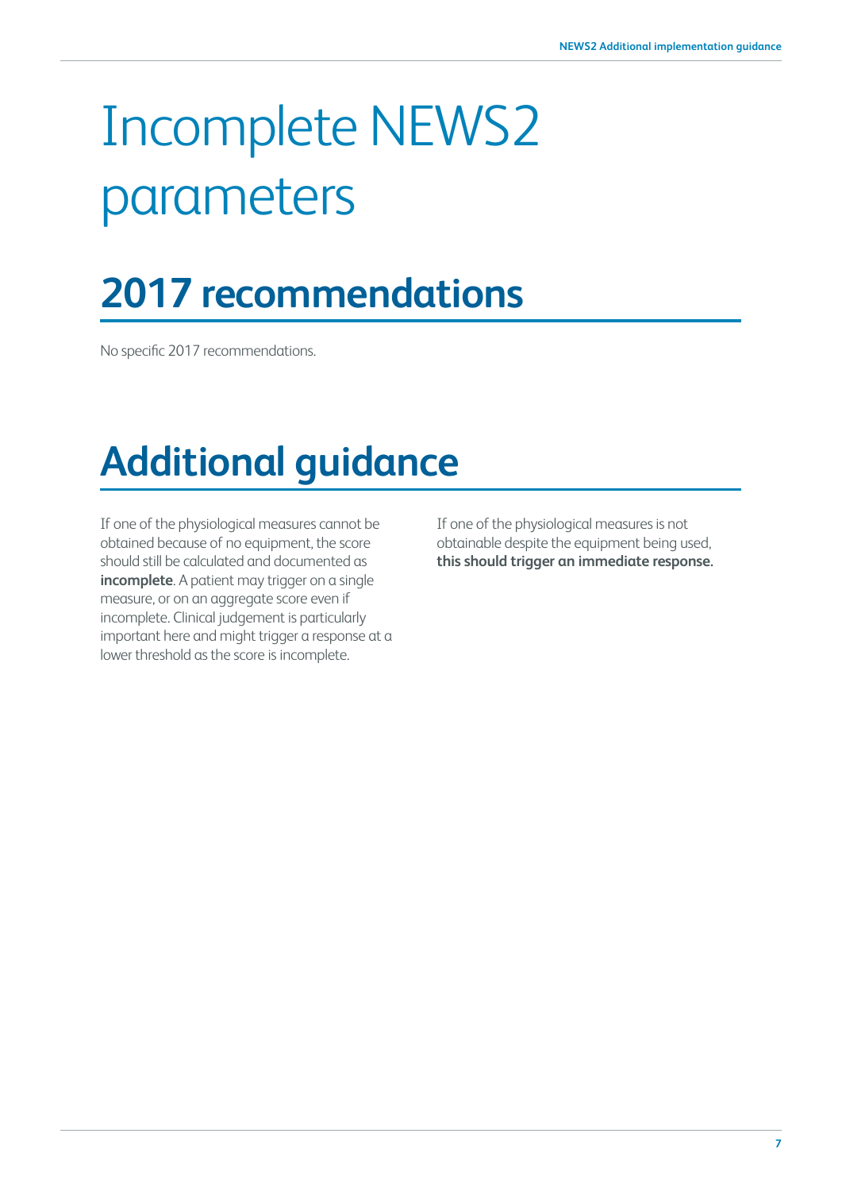# Incomplete NEWS2 parameters

## 2017 recommendations

No specific 2017 recommendations.

## Additional guidance

If one of the physiological measures cannot be obtained because of no equipment, the score should still be calculated and documented as **incomplete**. A patient may trigger on a single measure, or on an aggregate score even if incomplete. Clinical judgement is particularly important here and might trigger a response at a lower threshold as the score is incomplete.

If one of the physiological measures is not obtainable despite the equipment being used, **this should trigger an immediate response.**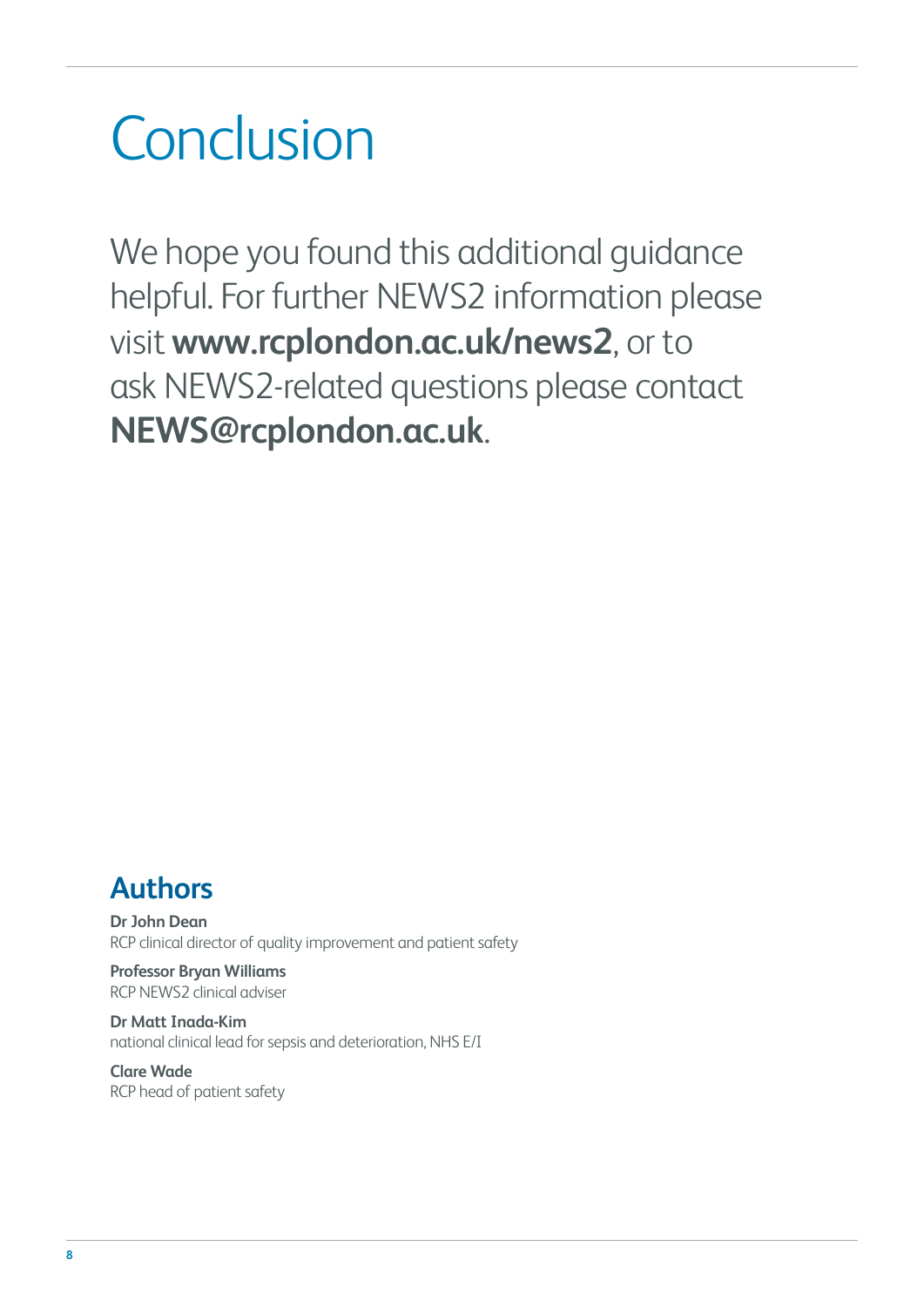# Conclusion

We hope you found this additional guidance helpful. For further NEWS2 information please visit **www.rcplondon.ac.uk/news2**, or to ask NEWS2-related questions please contact **NEWS@rcplondon.ac.uk**.

## Authors

**Dr John Dean**
RCP clinical director of quality improvement and patient safety

**Professor Bryan Williams**
RCP NEWS2 clinical adviser

**Dr Matt Inada-Kim**
national clinical lead for sepsis and deterioration, NHS E/I

**Clare Wade**
RCP head of patient safety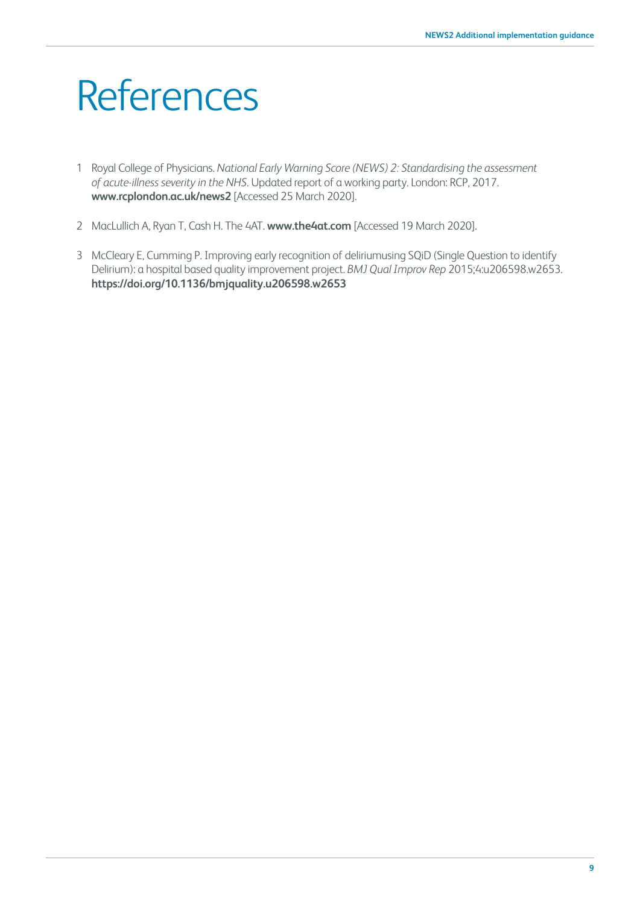# References

1. Royal College of Physicians. *National Early Warning Score (NEWS) 2: Standardising the assessment of acute-illness severity in the NHS*. Updated report of a working party. London: RCP, 2017. **www.rcplondon.ac.uk/news2** [Accessed 25 March 2020].

2. MacLullich A, Ryan T, Cash H. The 4AT. **www.the4at.com** [Accessed 19 March 2020].

3. McCleary E, Cumming P. Improving early recognition of deliriumusing SQiD (Single Question to identify Delirium): a hospital based quality improvement project. *BMJ Qual Improv Rep* 2015;4:u206598.w2653. **https://doi.org/10.1136/bmjquality.u206598.w2653**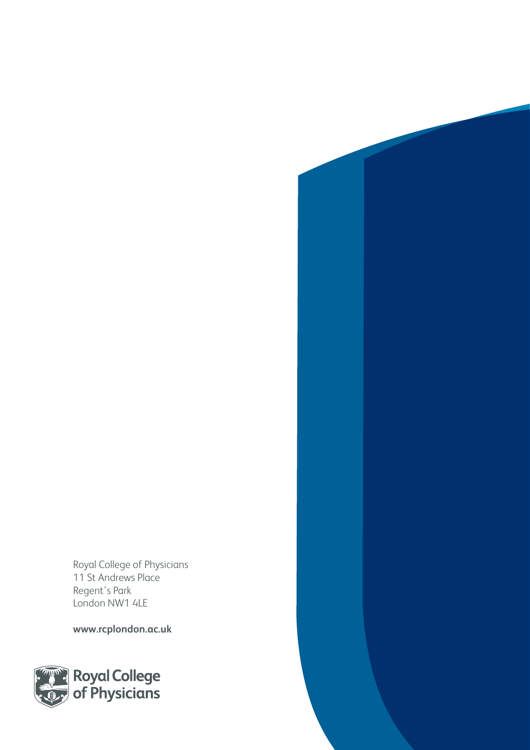Royal College of Physicians
11 St Andrews Place
Regent's Park
London NW1 4LE

**www.rcplondon.ac.uk**

**Royal College of Physicians**